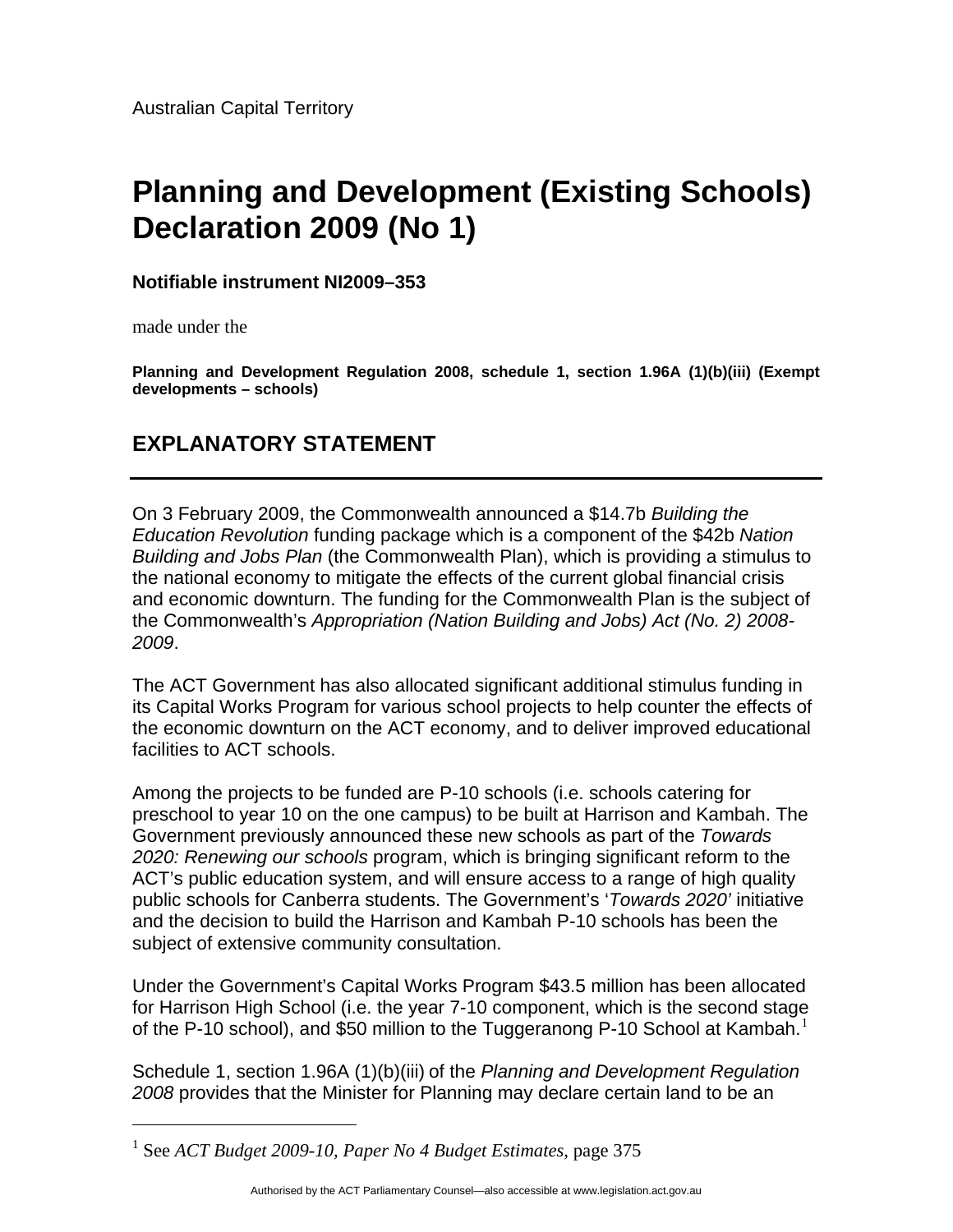Australian Capital Territory

# Planning and Development (Existing Schools) Declaration 2009 (No 1)

**Notifiable instrument NI2009–353**

made under the

**Planning and Development Regulation 2008, schedule 1, section 1.96A (1)(b)(iii) (Exempt developments – schools)**

## EXPLANATORY STATEMENT

On 3 February 2009, the Commonwealth announced a $14.7b *Building the Education Revolution* funding package which is a component of the $42b *Nation Building and Jobs Plan* (the Commonwealth Plan), which is providing a stimulus to the national economy to mitigate the effects of the current global financial crisis and economic downturn. The funding for the Commonwealth Plan is the subject of the Commonwealth's *Appropriation (Nation Building and Jobs) Act (No. 2) 2008-2009*.

The ACT Government has also allocated significant additional stimulus funding in its Capital Works Program for various school projects to help counter the effects of the economic downturn on the ACT economy, and to deliver improved educational facilities to ACT schools.

Among the projects to be funded are P-10 schools (i.e. schools catering for preschool to year 10 on the one campus) to be built at Harrison and Kambah. The Government previously announced these new schools as part of the *Towards 2020: Renewing our schools* program, which is bringing significant reform to the ACT's public education system, and will ensure access to a range of high quality public schools for Canberra students. The Government's '*Towards 2020'* initiative and the decision to build the Harrison and Kambah P-10 schools has been the subject of extensive community consultation.

Under the Government's Capital Works Program $43.5 million has been allocated for Harrison High School (i.e. the year 7-10 component, which is the second stage of the P-10 school), and $50 million to the Tuggeranong P-10 School at Kambah.[1]

Schedule 1, section 1.96A (1)(b)(iii) of the *Planning and Development Regulation 2008* provides that the Minister for Planning may declare certain land to be an

---

[1] See *ACT Budget 2009-10, Paper No 4 Budget Estimates*, page 375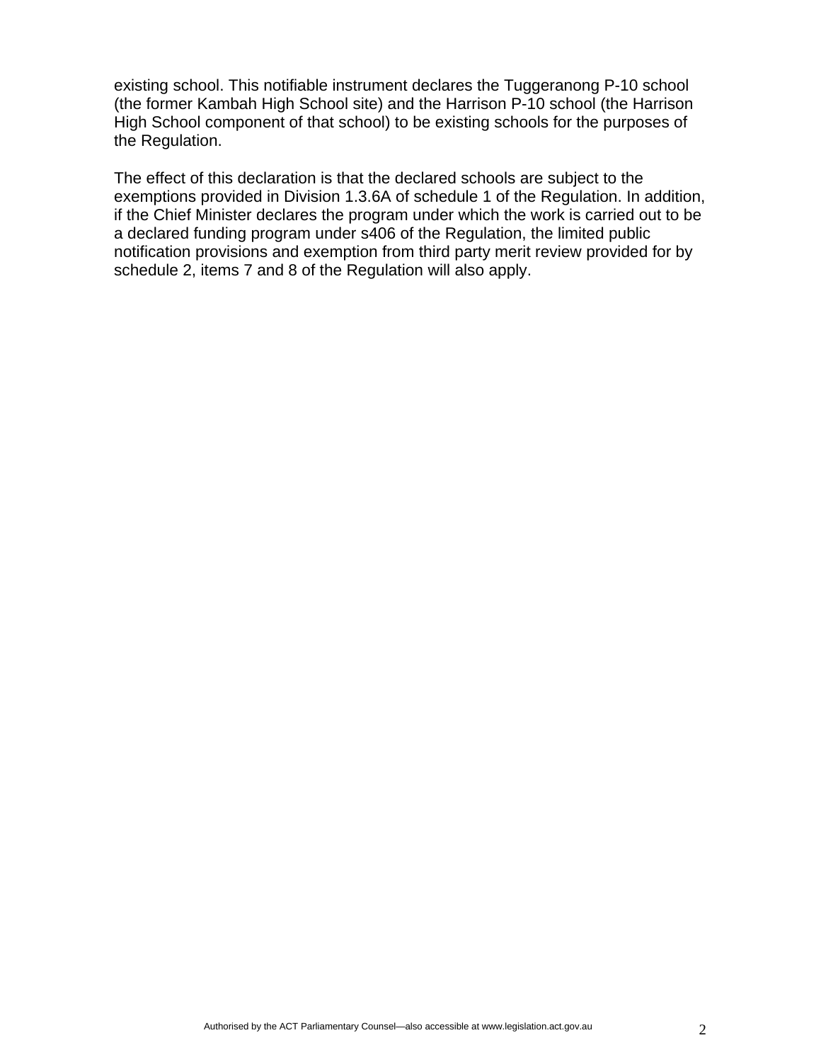existing school. This notifiable instrument declares the Tuggeranong P-10 school (the former Kambah High School site) and the Harrison P-10 school (the Harrison High School component of that school) to be existing schools for the purposes of the Regulation.

The effect of this declaration is that the declared schools are subject to the exemptions provided in Division 1.3.6A of schedule 1 of the Regulation. In addition, if the Chief Minister declares the program under which the work is carried out to be a declared funding program under s406 of the Regulation, the limited public notification provisions and exemption from third party merit review provided for by schedule 2, items 7 and 8 of the Regulation will also apply.